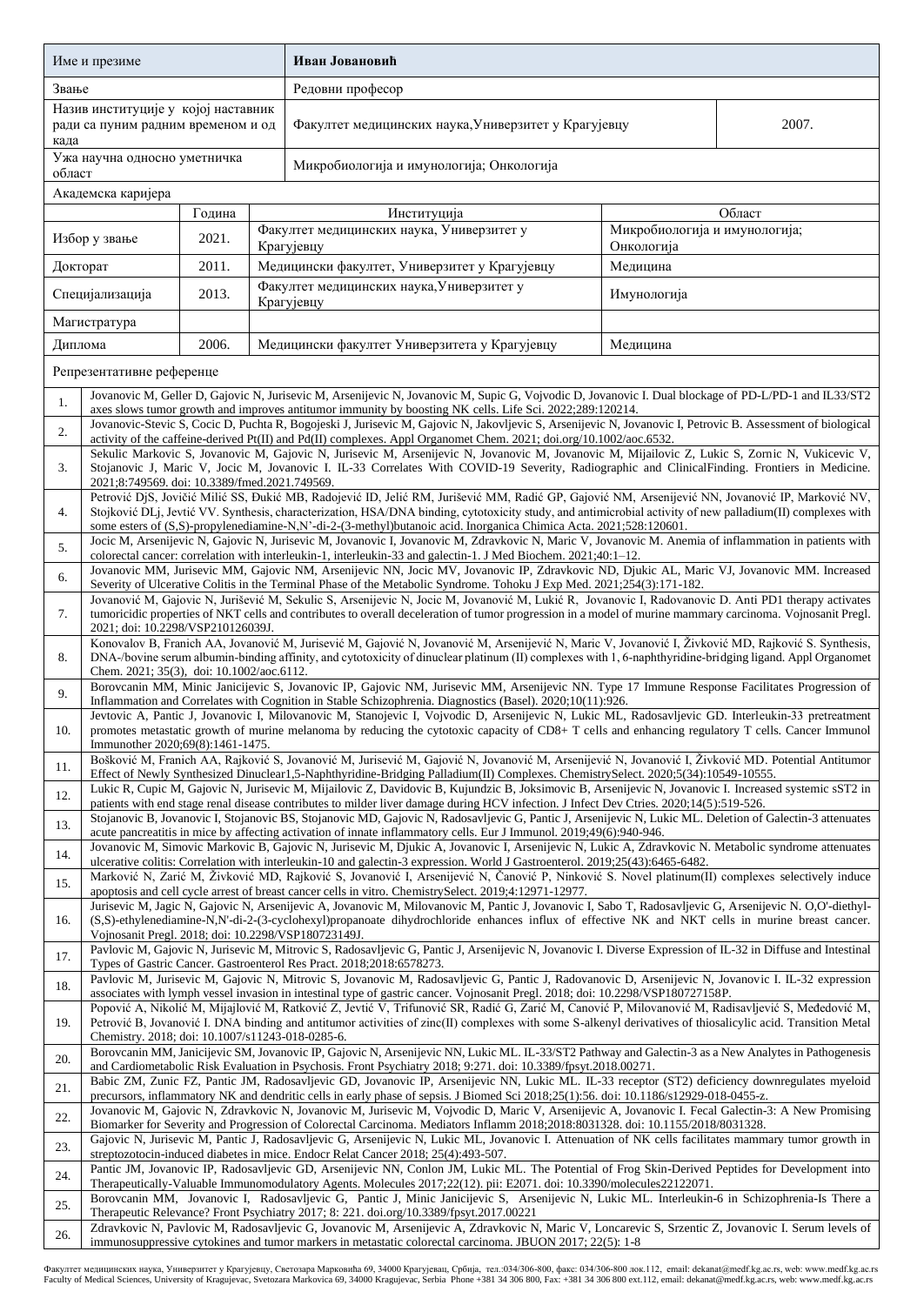| Име и презиме | Иван Јовановић | |
|---|---|---|
| Звање | Редовни професор | |
| Назив институције у којој наставник ради са пуним радним временом и од када | Факултет медицинских наука,Универзитет у Крагујевцу | 2007. |
| Ужа научна односно уметничка област | Микробиологија и имунологија; Онкологија | |

Академска каријера

| | Година | Институција | Област |
|---|---|---|---|
| Избор у звање | 2021. | Факултет медицинских наука, Универзитет у Крагујевцу | Микробиологија и имунологија; Онкологија |
| Докторат | 2011. | Медицински факултет, Универзитет у Крагујевцу | Медицина |
| Специјализација | 2013. | Факултет медицинских наука,Универзитет у Крагујевцу | Имунологија |
| Магистратура | | | |
| Диплома | 2006. | Медицински факултет Универзитета у Крагујевцу | Медицина |

Репрезентативне референце

| | |
|---|---|
| 1. | Jovanovic M, Geller D, Gajovic N, Jurisevic M, Arsenijevic N, Jovanovic M, Supic G, Vojvodic D, Jovanovic I. Dual blockage of PD-L/PD-1 and IL33/ST2 axes slows tumor growth and improves antitumor immunity by boosting NK cells. Life Sci. 2022;289:120214. |
| 2. | Jovanovic-Stevic S, Cocic D, Puchta R, Bogojeski J, Jurisevic M, Gajovic N, Jakovljevic S, Arsenijevic N, Jovanovic I, Petrovic B. Assessment of biological activity of the caffeine-derived Pt(II) and Pd(II) complexes. Appl Organomet Chem. 2021; doi.org/10.1002/aoc.6532. |
| 3. | Sekulic Markovic S, Jovanovic M, Gajovic N, Jurisevic M, Arsenijevic N, Jovanovic M, Jovanovic M, Mijailovic Z, Lukic S, Zornic N, Vukicevic V, Stojanovic J, Maric V, Jocic M, Jovanovic I. IL-33 Correlates With COVID-19 Severity, Radiographic and ClinicalFinding. Frontiers in Medicine. 2021;8:749569. doi: 10.3389/fmed.2021.749569. |
| 4. | Petrović DjS, Jovičić Milić SS, Đukić MB, Radojević ID, Jelić RM, Jurišević MM, Radić GP, Gajović NM, Arsenijević NN, Jovanović IP, Marković NV, Stojković DLj, Jevtić VV. Synthesis, characterization, HSA/DNA binding, cytotoxicity study, and antimicrobial activity of new palladium(II) complexes with some esters of (S,S)-propylenediamine-N,N'-di-2-(3-methyl)butanoic acid. Inorganica Chimica Acta. 2021;528:120601. |
| 5. | Jocic M, Arsenijevic N, Gajovic N, Jurisevic M, Jovanovic I, Jovanovic M, Zdravkovic N, Maric V, Jovanovic M. Anemia of inflammation in patients with colorectal cancer: correlation with interleukin-1, interleukin-33 and galectin-1. J Med Biochem. 2021;40:1–12. |
| 6. | Jovanovic MM, Jurisevic MM, Gajovic NM, Arsenijevic NN, Jocic MV, Jovanovic IP, Zdravkovic ND, Djukic AL, Maric VJ, Jovanovic MM. Increased Severity of Ulcerative Colitis in the Terminal Phase of the Metabolic Syndrome. Tohoku J Exp Med. 2021;254(3):171-182. |
| 7. | Jovanović M, Gajovic N, Jurišević M, Sekulic S, Arsenijevic N, Jocic M, Jovanović M, Lukić R, Jovanovic I, Radovanovic D. Anti PD1 therapy activates tumoricidic properties of NKT cells and contributes to overall deceleration of tumor progression in a model of murine mammary carcinoma. Vojnosanit Pregl. 2021; doi: 10.2298/VSP210126039J. |
| 8. | Konovalov B, Franich AA, Jovanović M, Jurisević M, Gajović N, Jovanović M, Arsenijević N, Maric V, Jovanović I, Živković MD, Rajković S. Synthesis, DNA-/bovine serum albumin-binding affinity, and cytotoxicity of dinuclear platinum (II) complexes with 1, 6-naphthyridine-bridging ligand. Appl Organomet Chem. 2021; 35(3), doi: 10.1002/aoc.6112. |
| 9. | Borovcanin MM, Minic Janicijevic S, Jovanovic IP, Gajovic NM, Jurisevic MM, Arsenijevic NN. Type 17 Immune Response Facilitates Progression of Inflammation and Correlates with Cognition in Stable Schizophrenia. Diagnostics (Basel). 2020;10(11):926. |
| 10. | Jevtovic A, Pantic J, Jovanovic I, Milovanovic M, Stanojevic I, Vojvodic D, Arsenijevic N, Lukic ML, Radosavljevic GD. Interleukin-33 pretreatment promotes metastatic growth of murine melanoma by reducing the cytotoxic capacity of CD8+ T cells and enhancing regulatory T cells. Cancer Immunol Immunother 2020;69(8):1461-1475. |
| 11. | Bošković M, Franich AA, Rajković S, Jovanović M, Jurisević M, Gajović N, Jovanović M, Arsenijević N, Jovanović I, Živković MD. Potential Antitumor Effect of Newly Synthesized Dinuclear1,5-Naphthyridine-Bridging Palladium(II) Complexes. ChemistrySelect. 2020;5(34):10549-10555. |
| 12. | Lukic R, Cupic M, Gajovic N, Jurisevic M, Mijailovic Z, Davidovic B, Kujundzic B, Joksimovic B, Arsenijevic N, Jovanovic I. Increased systemic sST2 in patients with end stage renal disease contributes to milder liver damage during HCV infection. J Infect Dev Ctries. 2020;14(5):519-526. |
| 13. | Stojanovic B, Jovanovic I, Stojanovic BS, Stojanovic MD, Gajovic N, Radosavljevic G, Pantic J, Arsenijevic N, Lukic ML. Deletion of Galectin-3 attenuates acute pancreatitis in mice by affecting activation of innate inflammatory cells. Eur J Immunol. 2019;49(6):940-946. |
| 14. | Jovanovic M, Simovic Markovic B, Gajovic N, Jurisevic M, Djukic A, Jovanovic I, Arsenijevic N, Lukic A, Zdravkovic N. Metabolic syndrome attenuates ulcerative colitis: Correlation with interleukin-10 and galectin-3 expression. World J Gastroenterol. 2019;25(43):6465-6482. |
| 15. | Marković N, Zarić M, Živković MD, Rajković S, Jovanović I, Arsenijević N, Čanović P, Ninković S. Novel platinum(II) complexes selectively induce apoptosis and cell cycle arrest of breast cancer cells in vitro. ChemistrySelect. 2019;4:12971-12977. |
| 16. | Jurisevic M, Jagic N, Gajovic N, Arsenijevic A, Jovanovic M, Milovanovic M, Pantic J, Jovanovic I, Sabo T, Radosavljevic G, Arsenijevic N. O,O'-diethyl-(S,S)-ethylenediamine-N,N'-di-2-(3-cyclohexyl)propanoate dihydrochloride enhances influx of effective NK and NKT cells in murine breast cancer. Vojnosanit Pregl. 2018; doi: 10.2298/VSP180723149J. |
| 17. | Pavlovic M, Gajovic N, Jurisevic M, Mitrovic S, Radosavljevic G, Pantic J, Arsenijevic N, Jovanovic I. Diverse Expression of IL-32 in Diffuse and Intestinal Types of Gastric Cancer. Gastroenterol Res Pract. 2018;2018:6578273. |
| 18. | Pavlovic M, Jurisevic M, Gajovic N, Mitrovic S, Jovanovic M, Radosavljevic G, Pantic J, Radovanovic D, Arsenijevic N, Jovanovic I. IL-32 expression associates with lymph vessel invasion in intestinal type of gastric cancer. Vojnosanit Pregl. 2018; doi: 10.2298/VSP180727158P. |
| 19. | Popović A, Nikolić M, Mijajlović M, Ratković Z, Jevtić V, Trifunović SR, Radić G, Zarić M, Canović P, Milovanović M, Radisavljević S, Međedović M, Petrović B, Jovanović I. DNA binding and antitumor activities of zinc(II) complexes with some S-alkenyl derivatives of thiosalicylic acid. Transition Metal Chemistry. 2018; doi: 10.1007/s11243-018-0285-6. |
| 20. | Borovcanin MM, Janicijevic SM, Jovanovic IP, Gajovic N, Arsenijevic NN, Lukic ML. IL-33/ST2 Pathway and Galectin-3 as a New Analytes in Pathogenesis and Cardiometabolic Risk Evaluation in Psychosis. Front Psychiatry 2018; 9:271. doi: 10.3389/fpsyt.2018.00271. |
| 21. | Babic ZM, Zunic FZ, Pantic JM, Radosavljevic GD, Jovanovic IP, Arsenijevic NN, Lukic ML. IL-33 receptor (ST2) deficiency downregulates myeloid precursors, inflammatory NK and dendritic cells in early phase of sepsis. J Biomed Sci 2018;25(1):56. doi: 10.1186/s12929-018-0455-z. |
| 22. | Jovanovic M, Gajovic N, Zdravkovic N, Jovanovic M, Jurisevic M, Vojvodic D, Maric V, Arsenijevic A, Jovanovic I. Fecal Galectin-3: A New Promising Biomarker for Severity and Progression of Colorectal Carcinoma. Mediators Inflamm 2018;2018:8031328. doi: 10.1155/2018/8031328. |
| 23. | Gajovic N, Jurisevic M, Pantic J, Radosavljevic G, Arsenijevic N, Lukic ML, Jovanovic I. Attenuation of NK cells facilitates mammary tumor growth in streptozotocin-induced diabetes in mice. Endocr Relat Cancer 2018; 25(4):493-507. |
| 24. | Pantic JM, Jovanovic IP, Radosavljevic GD, Arsenijevic NN, Conlon JM, Lukic ML. The Potential of Frog Skin-Derived Peptides for Development into Therapeutically-Valuable Immunomodulatory Agents. Molecules 2017;22(12). pii: E2071. doi: 10.3390/molecules22122071. |
| 25. | Borovcanin MM, Jovanovic I, Radosavljevic G, Pantic J, Minic Janicijevic S, Arsenijevic N, Lukic ML. Interleukin-6 in Schizophrenia-Is There a Therapeutic Relevance? Front Psychiatry 2017; 8: 221. doi.org/10.3389/fpsyt.2017.00221 |
| 26. | Zdravkovic N, Pavlovic M, Radosavljevic G, Jovanovic M, Arsenijevic A, Zdravkovic N, Maric V, Loncarevic S, Srzentic Z, Jovanovic I. Serum levels of immunosuppressive cytokines and tumor markers in metastatic colorectal carcinoma. JBUON 2017; 22(5): 1-8 |

Факултет медицинских наука, Универзитет у Крагујевцу, Светозара Марковића 69, 34000 Крагујевац, Србија, тел.:034/306-800, факс: 034/306-800 лок.112, email: dekanat@medf.kg.ac.rs, web: www.medf.kg.ac.rs
Faculty of Medical Sciences, University of Kragujevac, Svetozara Markovica 69, 34000 Kragujevac, Serbia Phone +381 34 306 800, Fax: +381 34 306 800 ext.112, email: dekanat@medf.kg.ac.rs, web: www.medf.kg.ac.rs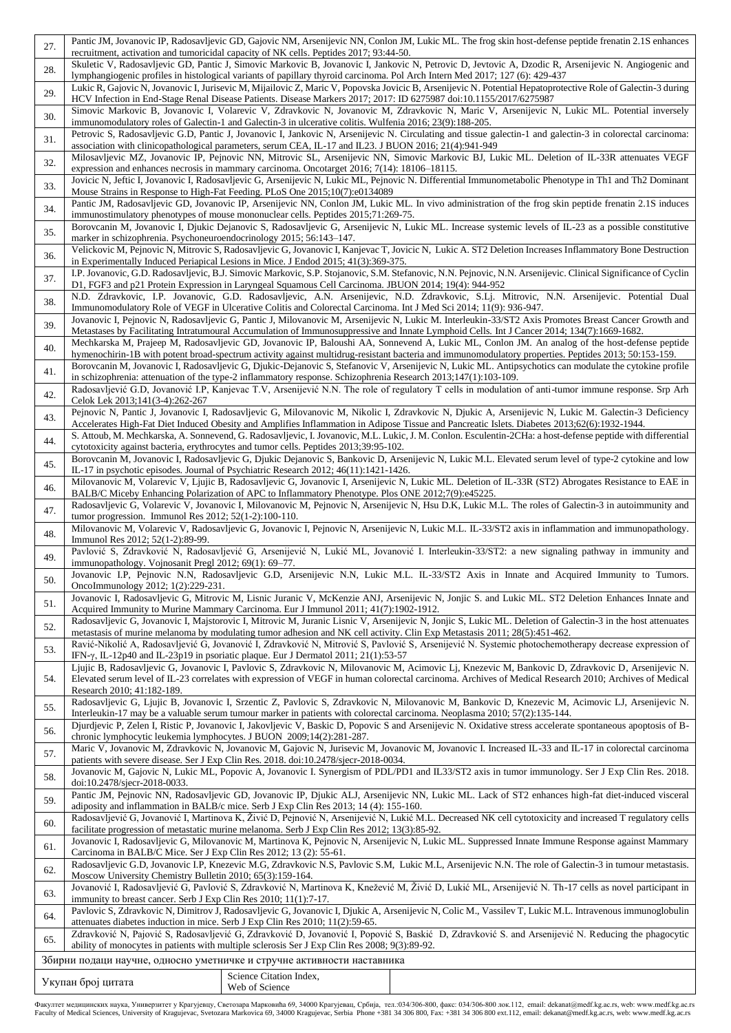| | |
|---|---|
| 27. | Pantic JM, Jovanovic IP, Radosavljevic GD, Gajovic NM, Arsenijevic NN, Conlon JM, Lukic ML. The frog skin host-defense peptide frenatin 2.1S enhances recruitment, activation and tumoricidal capacity of NK cells. Peptides 2017; 93:44-50. |
| 28. | Skuletic V, Radosavljevic GD, Pantic J, Simovic Markovic B, Jovanovic I, Jankovic N, Petrovic D, Jevtovic A, Dzodic R, Arsenijevic N. Angiogenic and lymphangiogenic profiles in histological variants of papillary thyroid carcinoma. Pol Arch Intern Med 2017; 127 (6): 429-437 |
| 29. | Lukic R, Gajovic N, Jovanovic I, Jurisevic M, Mijailovic Z, Maric V, Popovska Jovicic B, Arsenijevic N. Potential Hepatoprotective Role of Galectin-3 during HCV Infection in End-Stage Renal Disease Patients. Disease Markers 2017; 2017: ID 6275987 doi:10.1155/2017/6275987 |
| 30. | Simovic Markovic B, Jovanovic I, Volarevic V, Zdravkovic N, Jovanovic M, Zdravkovic N, Maric V, Arsenijevic N, Lukic ML. Potential inversely immunomodulatory roles of Galectin-1 and Galectin-3 in ulcerative colitis. Wulfenia 2016; 23(9):188-205. |
| 31. | Petrovic S, Radosavljevic G.D, Pantic J, Jovanovic I, Jankovic N, Arsenijevic N. Circulating and tissue galectin-1 and galectin-3 in colorectal carcinoma: association with clinicopathological parameters, serum CEA, IL-17 and IL23. J BUON 2016; 21(4):941-949 |
| 32. | Milosavljevic MZ, Jovanovic IP, Pejnovic NN, Mitrovic SL, Arsenijevic NN, Simovic Markovic BJ, Lukic ML. Deletion of IL-33R attenuates VEGF expression and enhances necrosis in mammary carcinoma. Oncotarget 2016; 7(14): 18106–18115. |
| 33. | Jovicic N, Jeftic I, Jovanovic I, Radosavljevic G, Arsenijevic N, Lukic ML, Pejnovic N. Differential Immunometabolic Phenotype in Th1 and Th2 Dominant Mouse Strains in Response to High-Fat Feeding. PLoS One 2015;10(7):e0134089 |
| 34. | Pantic JM, Radosavljevic GD, Jovanovic IP, Arsenijevic NN, Conlon JM, Lukic ML. In vivo administration of the frog skin peptide frenatin 2.1S induces immunostimulatory phenotypes of mouse mononuclear cells. Peptides 2015;71:269-75. |
| 35. | Borovcanin M, Jovanovic I, Djukic Dejanovic S, Radosavljevic G, Arsenijevic N, Lukic ML. Increase systemic levels of IL-23 as a possible constitutive marker in schizophrenia. Psychoneuroendocrinology 2015; 56:143–147. |
| 36. | Velickovic M, Pejnovic N, Mitrovic S, Radosavljevic G, Jovanovic I, Kanjevac T, Jovicic N, Lukic A. ST2 Deletion Increases Inflammatory Bone Destruction in Experimentally Induced Periapical Lesions in Mice. J Endod 2015; 41(3):369-375. |
| 37. | I.P. Jovanovic, G.D. Radosavljevic, B.J. Simovic Markovic, S.P. Stojanovic, S.M. Stefanovic, N.N. Pejnovic, N.N. Arsenijevic. Clinical Significance of Cyclin D1, FGF3 and p21 Protein Expression in Laryngeal Squamous Cell Carcinoma. JBUON 2014; 19(4): 944-952 |
| 38. | N.D. Zdravkovic, I.P. Jovanovic, G.D. Radosavljevic, A.N. Arsenijevic, N.D. Zdravkovic, S.Lj. Mitrovic, N.N. Arsenijevic. Potential Dual Immunomodulatory Role of VEGF in Ulcerative Colitis and Colorectal Carcinoma. Int J Med Sci 2014; 11(9): 936-947. |
| 39. | Jovanovic I, Pejnovic N, Radosavljevic G, Pantic J, Milovanovic M, Arsenijevic N, Lukic M. Interleukin-33/ST2 Axis Promotes Breast Cancer Growth and Metastases by Facilitating Intratumoral Accumulation of Immunosuppressive and Innate Lymphoid Cells. Int J Cancer 2014; 134(7):1669-1682. |
| 40. | Mechkarska M, Prajeep M, Radosavljevic GD, Jovanovic IP, Baloushi AA, Sonnevend A, Lukic ML, Conlon JM. An analog of the host-defense peptide hymenochirin-1B with potent broad-spectrum activity against multidrug-resistant bacteria and immunomodulatory properties. Peptides 2013; 50:153-159. |
| 41. | Borovcanin M, Jovanovic I, Radosavljevic G, Djukic-Dejanovic S, Stefanovic V, Arsenijevic N, Lukic ML. Antipsychotics can modulate the cytokine profile in schizophrenia: attenuation of the type-2 inflammatory response. Schizophrenia Research 2013;147(1):103-109. |
| 42. | Radosavljević G.D, Jovanović I.P, Kanjevac T.V, Arsenijević N.N. The role of regulatory T cells in modulation of anti-tumor immune response. Srp Arh Celok Lek 2013;141(3-4):262-267 |
| 43. | Pejnovic N, Pantic J, Jovanovic I, Radosavljevic G, Milovanovic M, Nikolic I, Zdravkovic N, Djukic A, Arsenijevic N, Lukic M. Galectin-3 Deficiency Accelerates High-Fat Diet Induced Obesity and Amplifies Inflammation in Adipose Tissue and Pancreatic Islets. Diabetes 2013;62(6):1932-1944. |
| 44. | S. Attoub, M. Mechkarska, A. Sonnevend, G. Radosavljevic, I. Jovanovic, M.L. Lukic, J. M. Conlon. Esculentin-2CHa: a host-defense peptide with differential cytotoxicity against bacteria, erythrocytes and tumor cells. Peptides 2013;39:95-102. |
| 45. | Borovcanin M, Jovanovic I, Radosavljevic G, Djukic Dejanovic S, Bankovic D, Arsenijevic N, Lukic M.L. Elevated serum level of type-2 cytokine and low IL-17 in psychotic episodes. Journal of Psychiatric Research 2012; 46(11):1421-1426. |
| 46. | Milovanovic M, Volarevic V, Ljujic B, Radosavljevic G, Jovanovic I, Arsenijevic N, Lukic ML. Deletion of IL-33R (ST2) Abrogates Resistance to EAE in BALB/C Miceby Enhancing Polarization of APC to Inflammatory Phenotype. Plos ONE 2012;7(9):e45225. |
| 47. | Radosavljevic G, Volarevic V, Jovanovic I, Milovanovic M, Pejnovic N, Arsenijevic N, Hsu D.K, Lukic M.L. The roles of Galectin-3 in autoimmunity and tumor progression. Immunol Res 2012; 52(1-2):100-110. |
| 48. | Milovanovic M, Volarevic V, Radosavljevic G, Jovanovic I, Pejnovic N, Arsenijevic N, Lukic M.L. IL-33/ST2 axis in inflammation and immunopathology. Immunol Res 2012; 52(1-2):89-99. |
| 49. | Pavlović S, Zdravković N, Radosavljević G, Arsenijević N, Lukić ML, Jovanović I. Interleukin-33/ST2: a new signaling pathway in immunity and immunopathology. Vojnosanit Pregl 2012; 69(1): 69–77. |
| 50. | Jovanovic I.P, Pejnovic N.N, Radosavljevic G.D, Arsenijevic N.N, Lukic M.L. IL-33/ST2 Axis in Innate and Acquired Immunity to Tumors. OncoImmunology 2012; 1(2):229-231. |
| 51. | Jovanovic I, Radosavljevic G, Mitrovic M, Lisnic Juranic V, McKenzie ANJ, Arsenijevic N, Jonjic S. and Lukic ML. ST2 Deletion Enhances Innate and Acquired Immunity to Murine Mammary Carcinoma. Eur J Immunol 2011; 41(7):1902-1912. |
| 52. | Radosavljevic G, Jovanovic I, Majstorovic I, Mitrovic M, Juranic Lisnic V, Arsenijevic N, Jonjic S, Lukic ML. Deletion of Galectin-3 in the host attenuates metastasis of murine melanoma by modulating tumor adhesion and NK cell activity. Clin Exp Metastasis 2011; 28(5):451-462. |
| 53. | Ravić-Nikolić A, Radosavljević G, Jovanović I, Zdravković N, Mitrović S, Pavlović S, Arsenijević N. Systemic photochemotherapy decrease expression of IFN-γ, IL-12p40 and IL-23p19 in psoriatic plaque. Eur J Dermatol 2011; 21(1):53-57 |
| 54. | Ljujic B, Radosavljevic G, Jovanovic I, Pavlovic S, Zdravkovic N, Milovanovic M, Acimovic Lj, Knezevic M, Bankovic D, Zdravkovic D, Arsenijevic N. Elevated serum level of IL-23 correlates with expression of VEGF in human colorectal carcinoma. Archives of Medical Research 2010; Archives of Medical Research 2010; 41:182-189. |
| 55. | Radosavljevic G, Ljujic B, Jovanovic I, Srzentic Z, Pavlovic S, Zdravkovic N, Milovanovic M, Bankovic D, Knezevic M, Acimovic LJ, Arsenijevic N. Interleukin-17 may be a valuable serum tumour marker in patients with colorectal carcinoma. Neoplasma 2010; 57(2):135-144. |
| 56. | Djurdjevic P, Zelen I, Ristic P, Jovanovic I, Jakovljevic V, Baskic D, Popovic S and Arsenijevic N. Oxidative stress accelerate spontaneous apoptosis of B-chronic lymphocytic leukemia lymphocytes. J BUON 2009;14(2):281-287. |
| 57. | Maric V, Jovanovic M, Zdravkovic N, Jovanovic M, Gajovic N, Jurisevic M, Jovanovic M, Jovanovic I. Increased IL-33 and IL-17 in colorectal carcinoma patients with severe disease. Ser J Exp Clin Res. 2018. doi:10.2478/sjecr-2018-0034. |
| 58. | Jovanovic M, Gajovic N, Lukic ML, Popovic A, Jovanovic I. Synergism of PDL/PD1 and IL33/ST2 axis in tumor immunology. Ser J Exp Clin Res. 2018. doi:10.2478/sjecr-2018-0033. |
| 59. | Pantic JM, Pejnovic NN, Radosavljevic GD, Jovanovic IP, Djukic ALJ, Arsenijevic NN, Lukic ML. Lack of ST2 enhances high-fat diet-induced visceral adiposity and inflammation in BALB/c mice. Serb J Exp Clin Res 2013; 14 (4): 155-160. |
| 60. | Radosavljević G, Jovanović I, Martinova K, Živić D, Pejnović N, Arsenijević N, Lukić M.L. Decreased NK cell cytotoxicity and increased T regulatory cells facilitate progression of metastatic murine melanoma. Serb J Exp Clin Res 2012; 13(3):85-92. |
| 61. | Jovanovic I, Radosavljevic G, Milovanovic M, Martinova K, Pejnovic N, Arsenijevic N, Lukic ML. Suppressed Innate Immune Response against Mammary Carcinoma in BALB/C Mice. Ser J Exp Clin Res 2012; 13 (2): 55-61. |
| 62. | Radosavljevic G.D, Jovanovic I.P, Knezevic M.G, Zdravkovic N.S, Pavlovic S.M, Lukic M.L, Arsenijevic N.N. The role of Galectin-3 in tumour metastasis. Moscow University Chemistry Bulletin 2010; 65(3):159-164. |
| 63. | Jovanović I, Radosavljević G, Pavlović S, Zdravković N, Martinova K, Knežević M, Živić D, Lukić ML, Arsenijević N. Th-17 cells as novel participant in immunity to breast cancer. Serb J Exp Clin Res 2010; 11(1):7-17. |
| 64. | Pavlovic S, Zdravkovic N, Dimitrov J, Radosavljevic G, Jovanovic I, Djukic A, Arsenijevic N, Colic M., Vassilev T, Lukic M.L. Intravenous immunoglobulin attenuates diabetes induction in mice. Serb J Exp Clin Res 2010; 11(2):59-65. |
| 65. | Zdravković N, Pajović S, Radosavljević G, Zdravković D, Jovanović I, Popović S, Baskić D, Zdravković S. and Arsenijević N. Reducing the phagocytic ability of monocytes in patients with multiple sclerosis Ser J Exp Clin Res 2008; 9(3):89-92. |

Збирни подаци научне, односно уметничке и стручне активности наставника

| Укупан број цитата | Science Citation Index, Web of Science | |
|---|---|---|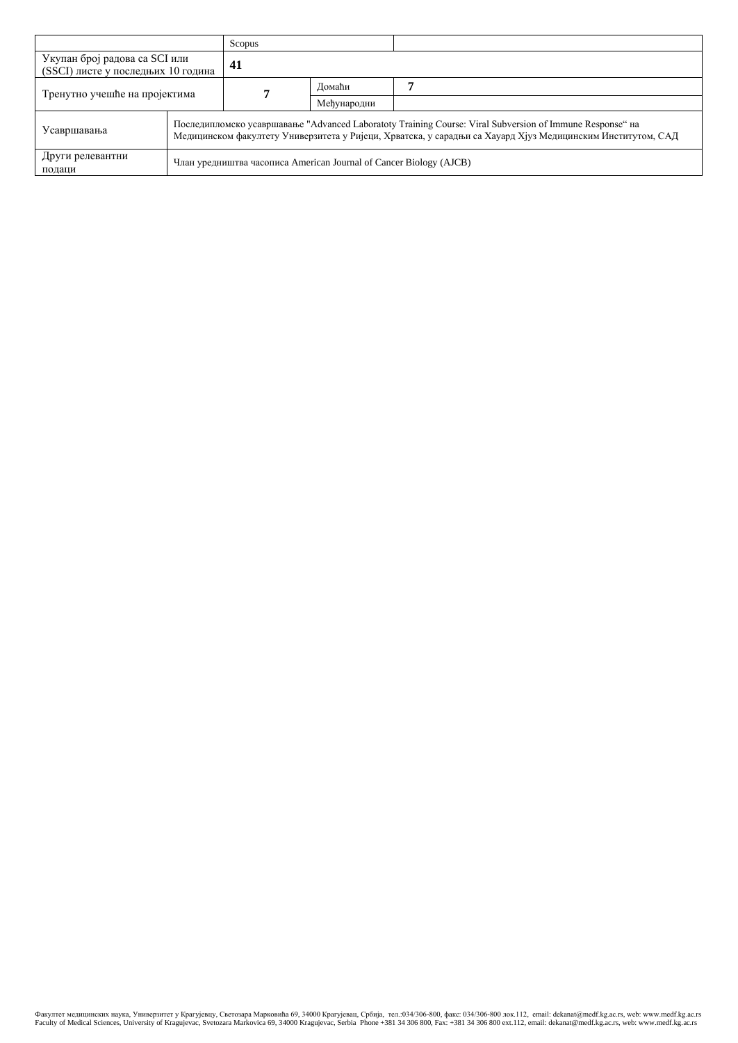| | | | | |
|---|---|---|---|---|
| | | Scopus | | |
| Укупан број радова са SCI или (SSCI) листе у последњих 10 година | | **41** | | |
| Тренутно учешће на пројектима | | **7** | Домаћи | **7** |
| | | | Међународни | |
| Усавршавања | Последипломско усавршавање "Advanced Laboratoty Training Course: Viral Subversion of Immune Response“ на Медицинском факултету Универзитета у Ријеци, Хрватска, у сарадњи са Хауард Хјуз Медицинским Институтом, САД | | | |
| Други релевантни подаци | Члан уредништва часописа American Journal of Cancer Biology (AJCB) | | | |